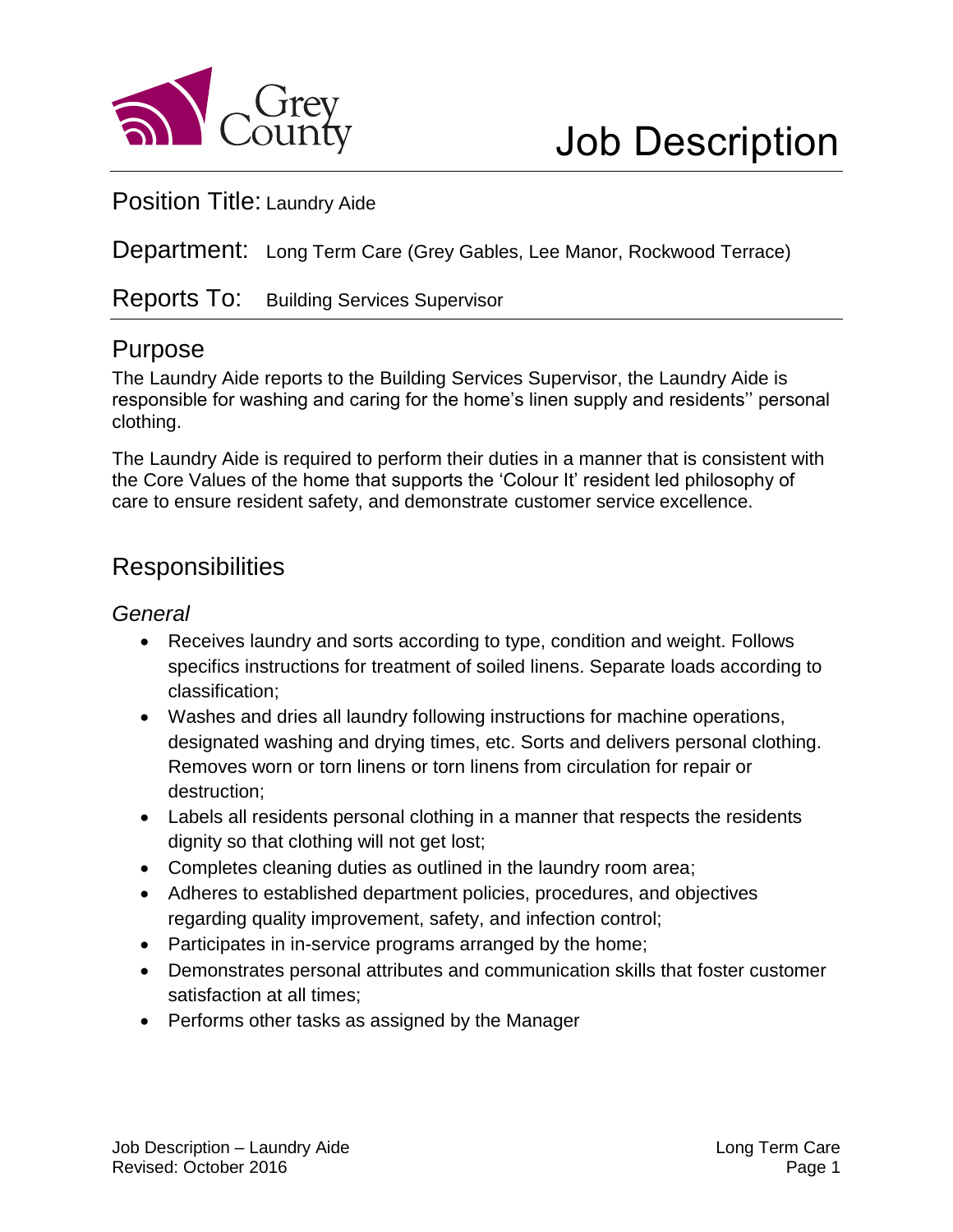# Job Description

**Position Title:** Laundry Aide

**Department:** Long Term Care (Grey Gables, Lee Manor, Rockwood Terrace)

**Reports To:** Building Services Supervisor

## Purpose

The Laundry Aide reports to the Building Services Supervisor, the Laundry Aide is responsible for washing and caring for the home's linen supply and residents'' personal clothing.

The Laundry Aide is required to perform their duties in a manner that is consistent with the Core Values of the home that supports the 'Colour It' resident led philosophy of care to ensure resident safety, and demonstrate customer service excellence.

## Responsibilities

### *General*

- Receives laundry and sorts according to type, condition and weight. Follows specifics instructions for treatment of soiled linens. Separate loads according to classification;
- Washes and dries all laundry following instructions for machine operations, designated washing and drying times, etc. Sorts and delivers personal clothing. Removes worn or torn linens or torn linens from circulation for repair or destruction;
- Labels all residents personal clothing in a manner that respects the residents dignity so that clothing will not get lost;
- Completes cleaning duties as outlined in the laundry room area;
- Adheres to established department policies, procedures, and objectives regarding quality improvement, safety, and infection control;
- Participates in in-service programs arranged by the home;
- Demonstrates personal attributes and communication skills that foster customer satisfaction at all times;
- Performs other tasks as assigned by the Manager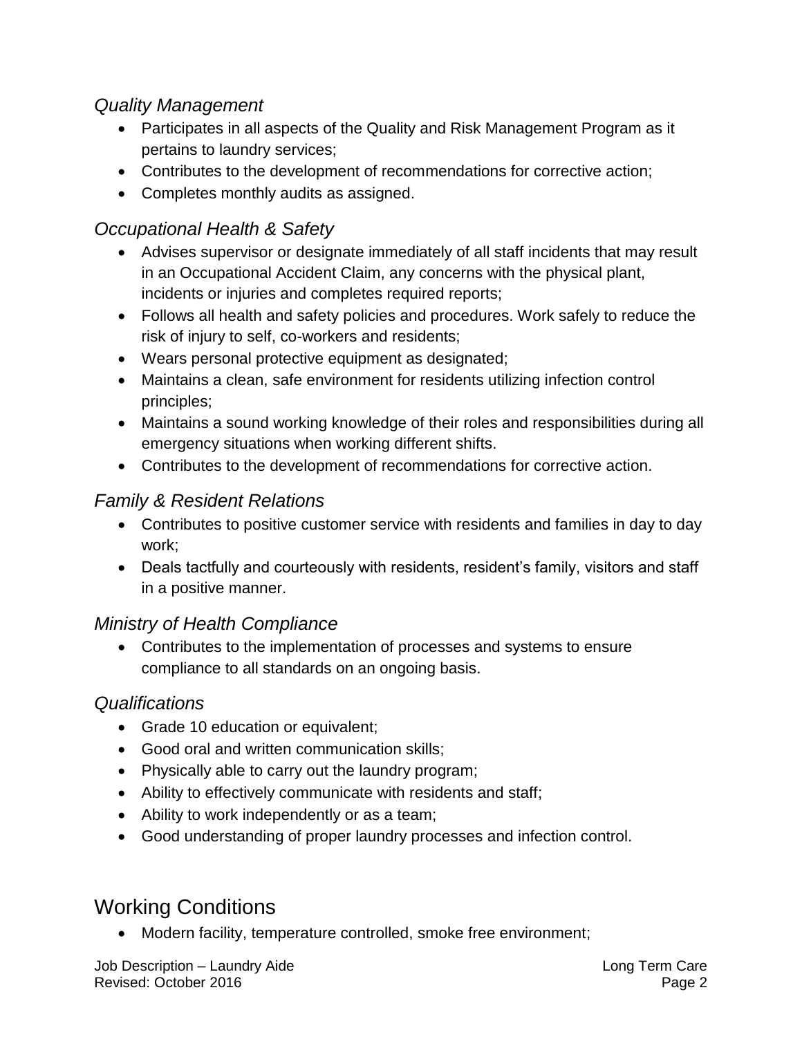### *Quality Management*

- Participates in all aspects of the Quality and Risk Management Program as it pertains to laundry services;
- Contributes to the development of recommendations for corrective action;
- Completes monthly audits as assigned.

### *Occupational Health & Safety*

- Advises supervisor or designate immediately of all staff incidents that may result in an Occupational Accident Claim, any concerns with the physical plant, incidents or injuries and completes required reports;
- Follows all health and safety policies and procedures. Work safely to reduce the risk of injury to self, co-workers and residents;
- Wears personal protective equipment as designated;
- Maintains a clean, safe environment for residents utilizing infection control principles;
- Maintains a sound working knowledge of their roles and responsibilities during all emergency situations when working different shifts.
- Contributes to the development of recommendations for corrective action.

### *Family & Resident Relations*

- Contributes to positive customer service with residents and families in day to day work;
- Deals tactfully and courteously with residents, resident's family, visitors and staff in a positive manner.

### *Ministry of Health Compliance*

- Contributes to the implementation of processes and systems to ensure compliance to all standards on an ongoing basis.

### *Qualifications*

- Grade 10 education or equivalent;
- Good oral and written communication skills;
- Physically able to carry out the laundry program;
- Ability to effectively communicate with residents and staff;
- Ability to work independently or as a team;
- Good understanding of proper laundry processes and infection control.

## Working Conditions

- Modern facility, temperature controlled, smoke free environment;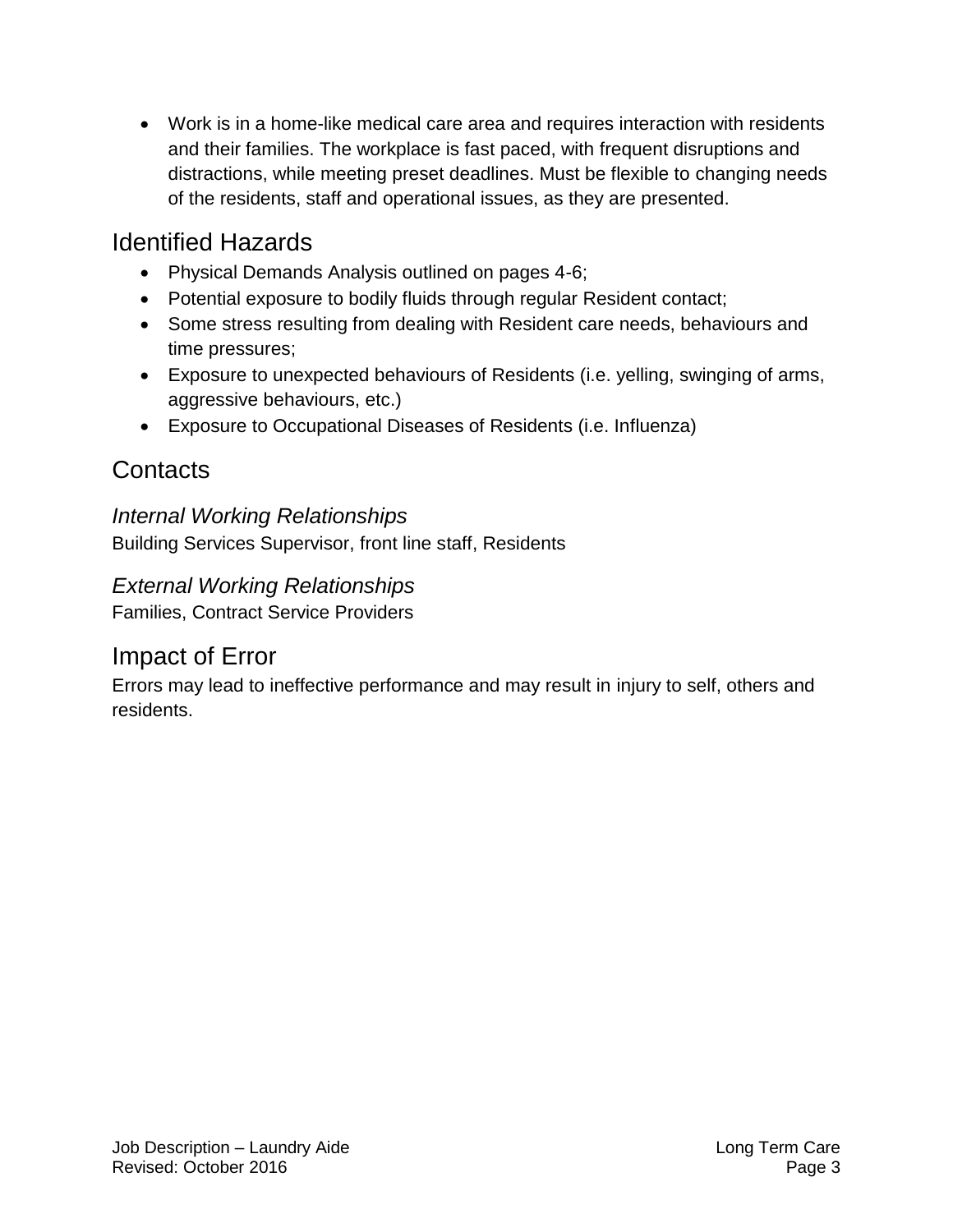- Work is in a home-like medical care area and requires interaction with residents and their families. The workplace is fast paced, with frequent disruptions and distractions, while meeting preset deadlines. Must be flexible to changing needs of the residents, staff and operational issues, as they are presented.

## Identified Hazards

- Physical Demands Analysis outlined on pages 4-6;
- Potential exposure to bodily fluids through regular Resident contact;
- Some stress resulting from dealing with Resident care needs, behaviours and time pressures;
- Exposure to unexpected behaviours of Residents (i.e. yelling, swinging of arms, aggressive behaviours, etc.)
- Exposure to Occupational Diseases of Residents (i.e. Influenza)

## Contacts

### *Internal Working Relationships*

Building Services Supervisor, front line staff, Residents

### *External Working Relationships*

Families, Contract Service Providers

## Impact of Error

Errors may lead to ineffective performance and may result in injury to self, others and residents.